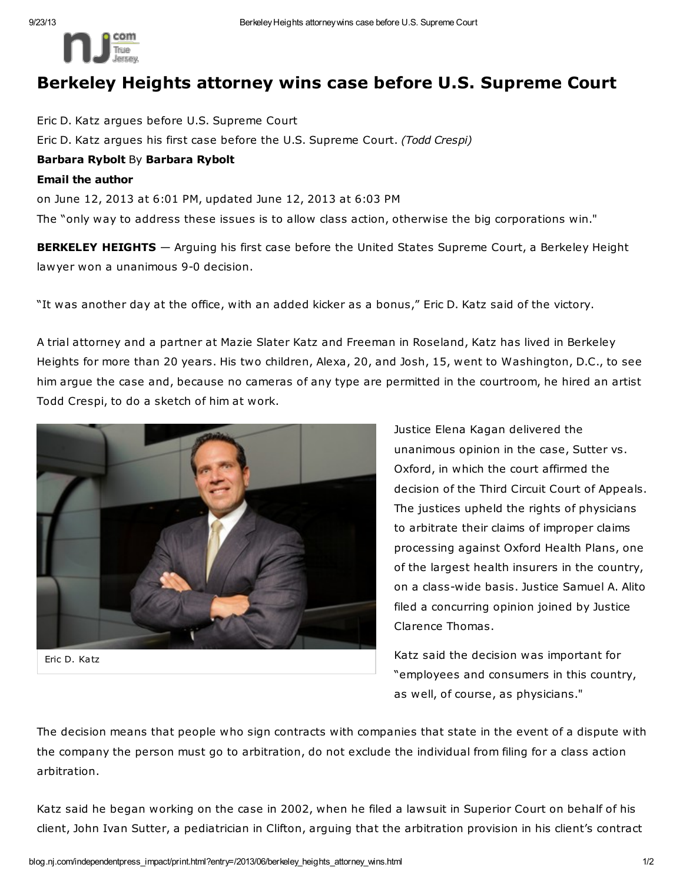# Berkeley Heights attorney wins case before U.S. Supreme Court

Eric D. Katz argues before U.S. Supreme Court

Eric D. Katz argues his first case before the U.S. Supreme Court. *(Todd Crespi)*

**Barbara Rybolt** By **Barbara Rybolt**

**Email the author**

on June 12, 2013 at 6:01 PM, updated June 12, 2013 at 6:03 PM

The "only way to address these issues is to allow class action, otherwise the big corporations win."

**BERKELEY HEIGHTS** — Arguing his first case before the United States Supreme Court, a Berkeley Height lawyer won a unanimous 9-0 decision.

"It was another day at the office, with an added kicker as a bonus," Eric D. Katz said of the victory.

A trial attorney and a partner at Mazie Slater Katz and Freeman in Roseland, Katz has lived in Berkeley Heights for more than 20 years. His two children, Alexa, 20, and Josh, 15, went to Washington, D.C., to see him argue the case and, because no cameras of any type are permitted in the courtroom, he hired an artist Todd Crespi, to do a sketch of him at work.

Eric D. Katz

Justice Elena Kagan delivered the unanimous opinion in the case, Sutter vs. Oxford, in which the court affirmed the decision of the Third Circuit Court of Appeals. The justices upheld the rights of physicians to arbitrate their claims of improper claims processing against Oxford Health Plans, one of the largest health insurers in the country, on a class-wide basis. Justice Samuel A. Alito filed a concurring opinion joined by Justice Clarence Thomas.

Katz said the decision was important for "employees and consumers in this country, as well, of course, as physicians."

The decision means that people who sign contracts with companies that state in the event of a dispute with the company the person must go to arbitration, do not exclude the individual from filing for a class action arbitration.

Katz said he began working on the case in 2002, when he filed a lawsuit in Superior Court on behalf of his client, John Ivan Sutter, a pediatrician in Clifton, arguing that the arbitration provision in his client's contract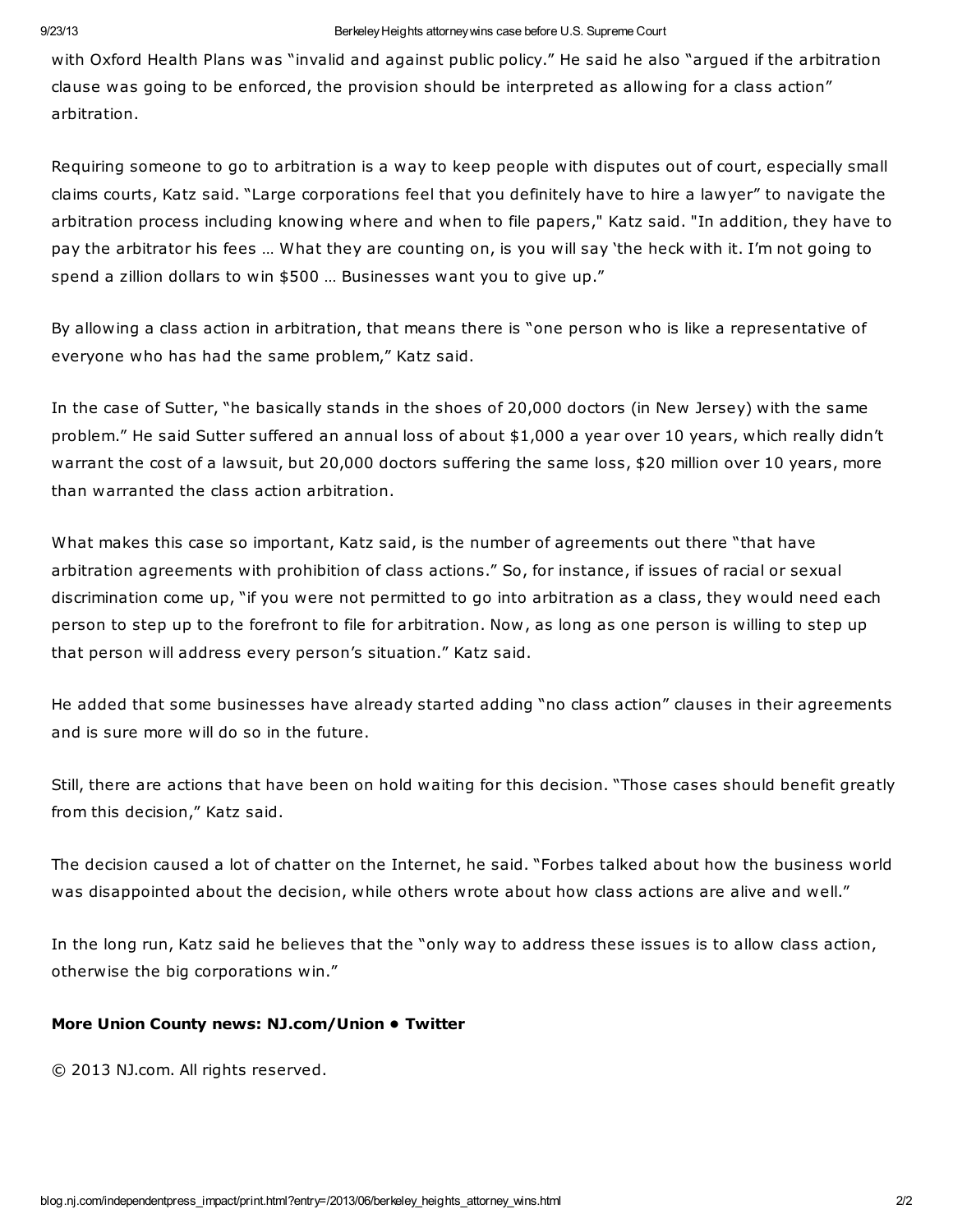with Oxford Health Plans was "invalid and against public policy." He said he also "argued if the arbitration clause was going to be enforced, the provision should be interpreted as allowing for a class action" arbitration.

Requiring someone to go to arbitration is a way to keep people with disputes out of court, especially small claims courts, Katz said. "Large corporations feel that you definitely have to hire a lawyer" to navigate the arbitration process including knowing where and when to file papers," Katz said. "In addition, they have to pay the arbitrator his fees … What they are counting on, is you will say 'the heck with it. I'm not going to spend a zillion dollars to win $500 … Businesses want you to give up."

By allowing a class action in arbitration, that means there is "one person who is like a representative of everyone who has had the same problem," Katz said.

In the case of Sutter, "he basically stands in the shoes of 20,000 doctors (in New Jersey) with the same problem." He said Sutter suffered an annual loss of about $1,000 a year over 10 years, which really didn't warrant the cost of a lawsuit, but 20,000 doctors suffering the same loss, $20 million over 10 years, more than warranted the class action arbitration.

What makes this case so important, Katz said, is the number of agreements out there "that have arbitration agreements with prohibition of class actions." So, for instance, if issues of racial or sexual discrimination come up, "if you were not permitted to go into arbitration as a class, they would need each person to step up to the forefront to file for arbitration. Now, as long as one person is willing to step up that person will address every person's situation." Katz said.

He added that some businesses have already started adding "no class action" clauses in their agreements and is sure more will do so in the future.

Still, there are actions that have been on hold waiting for this decision. "Those cases should benefit greatly from this decision," Katz said.

The decision caused a lot of chatter on the Internet, he said. "Forbes talked about how the business world was disappointed about the decision, while others wrote about how class actions are alive and well."

In the long run, Katz said he believes that the "only way to address these issues is to allow class action, otherwise the big corporations win."

**More Union County news: NJ.com/Union • Twitter**

© 2013 NJ.com. All rights reserved.